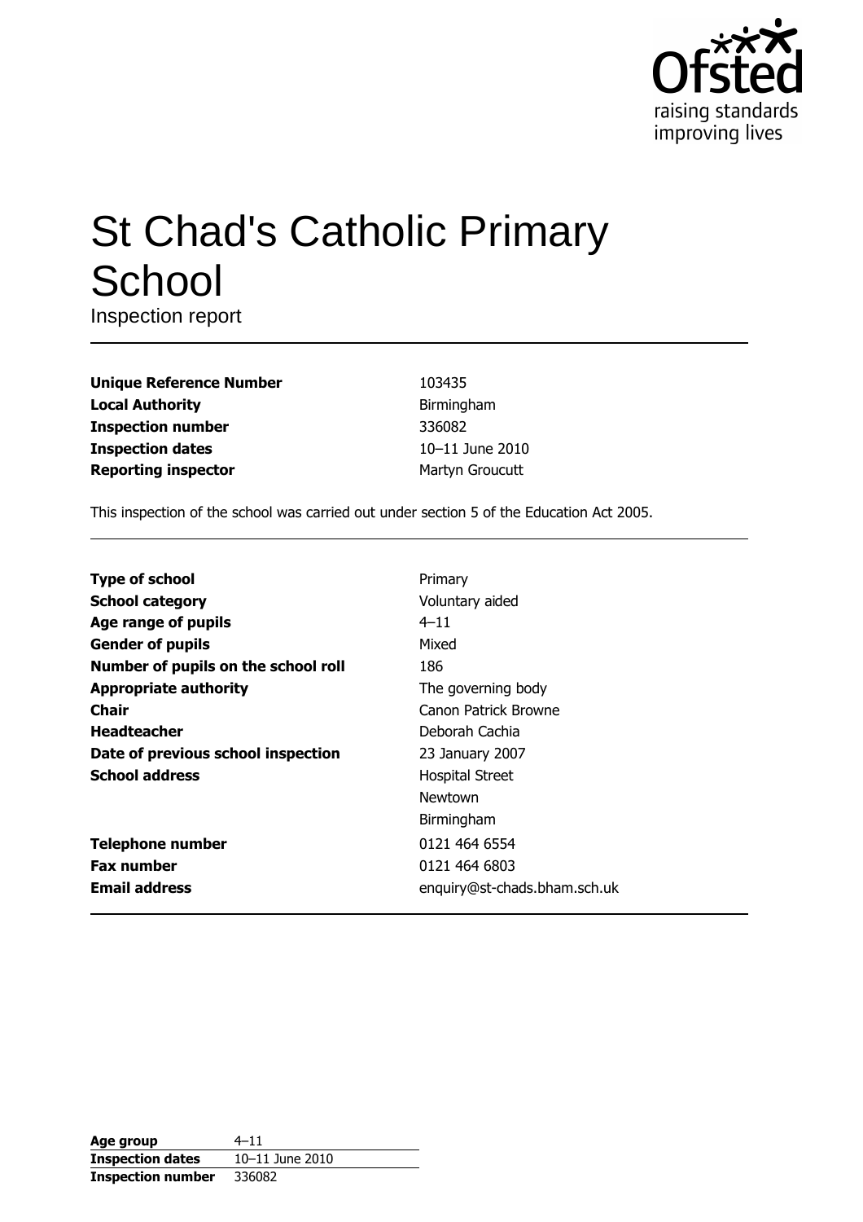# St Chad's Catholic Primary School

Inspection report

| | |
|---|---|
| **Unique Reference Number** | 103435 |
| **Local Authority** | Birmingham |
| **Inspection number** | 336082 |
| **Inspection dates** | 10–11 June 2010 |
| **Reporting inspector** | Martyn Groucutt |

This inspection of the school was carried out under section 5 of the Education Act 2005.

| | |
|---|---|
| **Type of school** | Primary |
| **School category** | Voluntary aided |
| **Age range of pupils** | 4–11 |
| **Gender of pupils** | Mixed |
| **Number of pupils on the school roll** | 186 |
| **Appropriate authority** | The governing body |
| **Chair** | Canon Patrick Browne |
| **Headteacher** | Deborah Cachia |
| **Date of previous school inspection** | 23 January 2007 |
| **School address** | Hospital Street<br>Newtown<br>Birmingham |
| **Telephone number** | 0121 464 6554 |
| **Fax number** | 0121 464 6803 |
| **Email address** | enquiry@st-chads.bham.sch.uk |

| | |
|---|---|
| **Age group** | 4–11 |
| **Inspection dates** | 10–11 June 2010 |
| **Inspection number** | 336082 |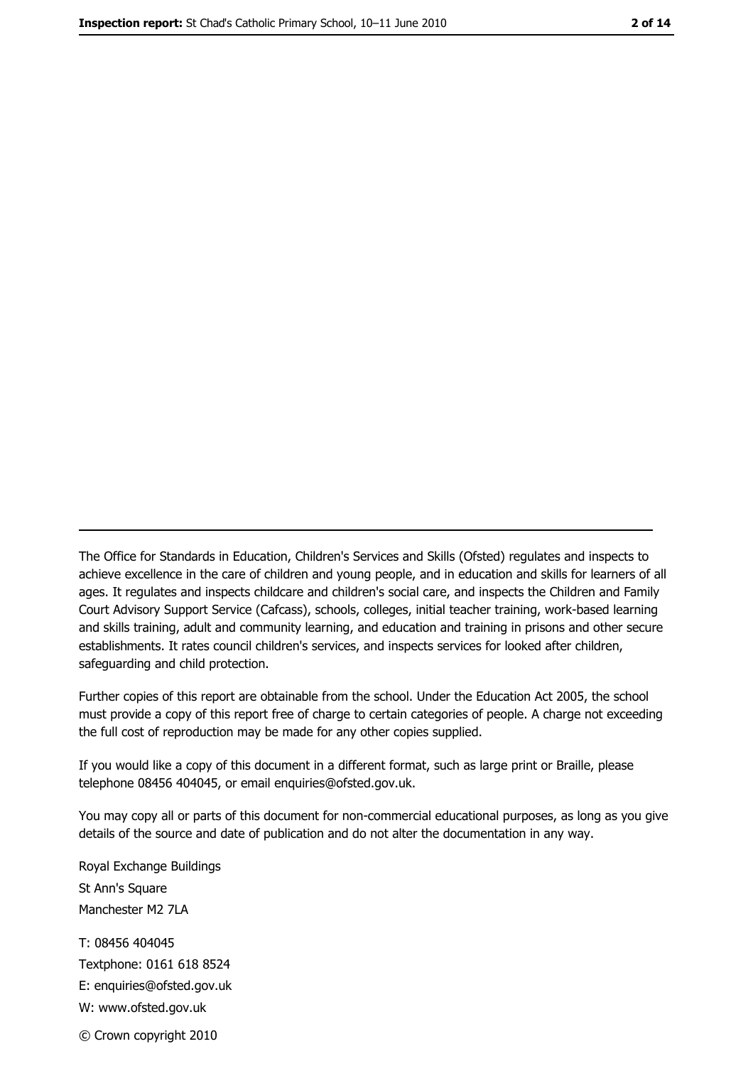---

The Office for Standards in Education, Children's Services and Skills (Ofsted) regulates and inspects to achieve excellence in the care of children and young people, and in education and skills for learners of all ages. It regulates and inspects childcare and children's social care, and inspects the Children and Family Court Advisory Support Service (Cafcass), schools, colleges, initial teacher training, work-based learning and skills training, adult and community learning, and education and training in prisons and other secure establishments. It rates council children's services, and inspects services for looked after children, safeguarding and child protection.

Further copies of this report are obtainable from the school. Under the Education Act 2005, the school must provide a copy of this report free of charge to certain categories of people. A charge not exceeding the full cost of reproduction may be made for any other copies supplied.

If you would like a copy of this document in a different format, such as large print or Braille, please telephone 08456 404045, or email enquiries@ofsted.gov.uk.

You may copy all or parts of this document for non-commercial educational purposes, as long as you give details of the source and date of publication and do not alter the documentation in any way.

Royal Exchange Buildings
St Ann's Square
Manchester M2 7LA

T: 08456 404045
Textphone: 0161 618 8524
E: enquiries@ofsted.gov.uk
W: www.ofsted.gov.uk

© Crown copyright 2010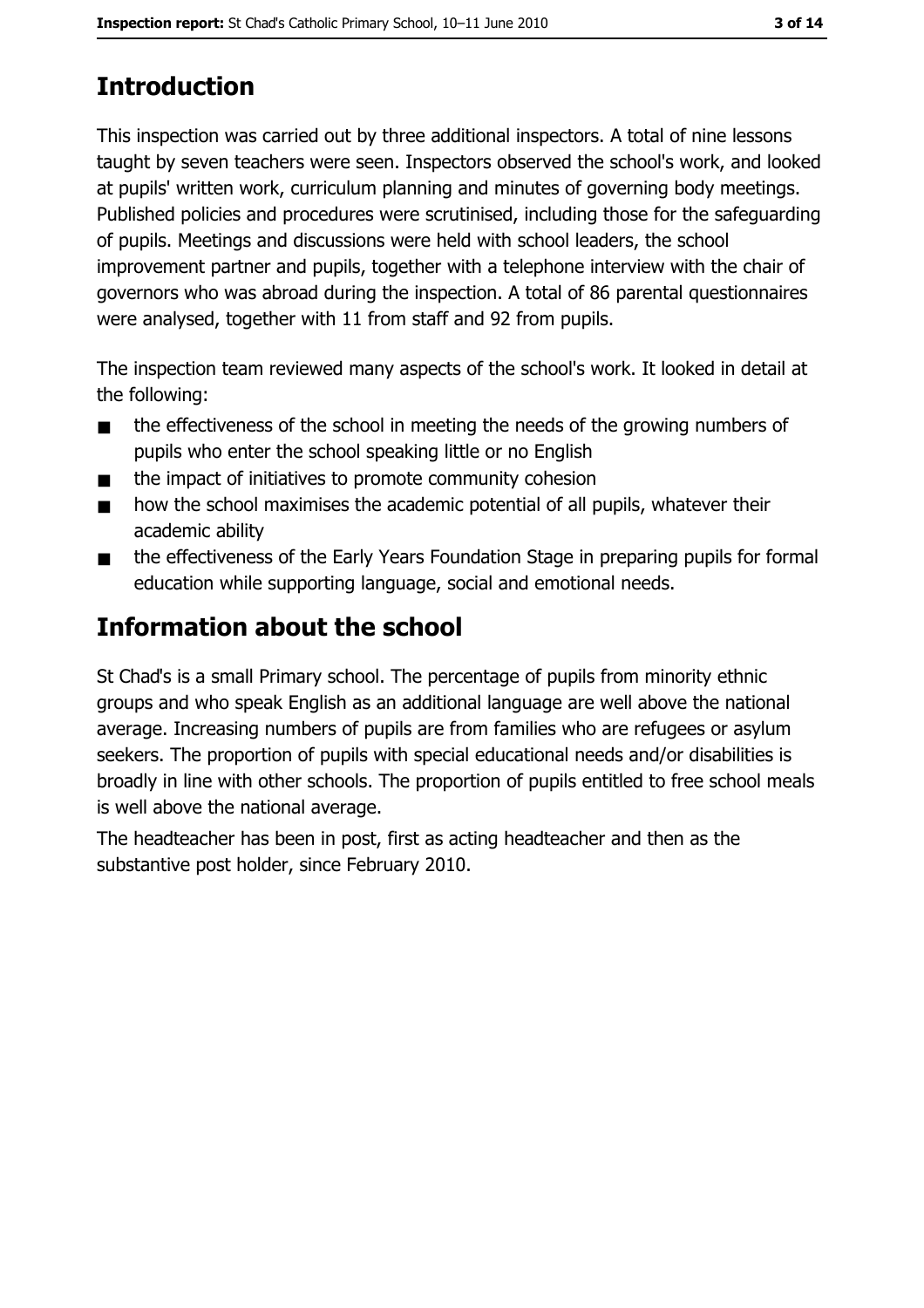# Introduction

This inspection was carried out by three additional inspectors. A total of nine lessons taught by seven teachers were seen. Inspectors observed the school's work, and looked at pupils' written work, curriculum planning and minutes of governing body meetings. Published policies and procedures were scrutinised, including those for the safeguarding of pupils. Meetings and discussions were held with school leaders, the school improvement partner and pupils, together with a telephone interview with the chair of governors who was abroad during the inspection. A total of 86 parental questionnaires were analysed, together with 11 from staff and 92 from pupils.

The inspection team reviewed many aspects of the school's work. It looked in detail at the following:

- the effectiveness of the school in meeting the needs of the growing numbers of pupils who enter the school speaking little or no English
- the impact of initiatives to promote community cohesion
- how the school maximises the academic potential of all pupils, whatever their academic ability
- the effectiveness of the Early Years Foundation Stage in preparing pupils for formal education while supporting language, social and emotional needs.

# Information about the school

St Chad's is a small Primary school. The percentage of pupils from minority ethnic groups and who speak English as an additional language are well above the national average. Increasing numbers of pupils are from families who are refugees or asylum seekers. The proportion of pupils with special educational needs and/or disabilities is broadly in line with other schools. The proportion of pupils entitled to free school meals is well above the national average.

The headteacher has been in post, first as acting headteacher and then as the substantive post holder, since February 2010.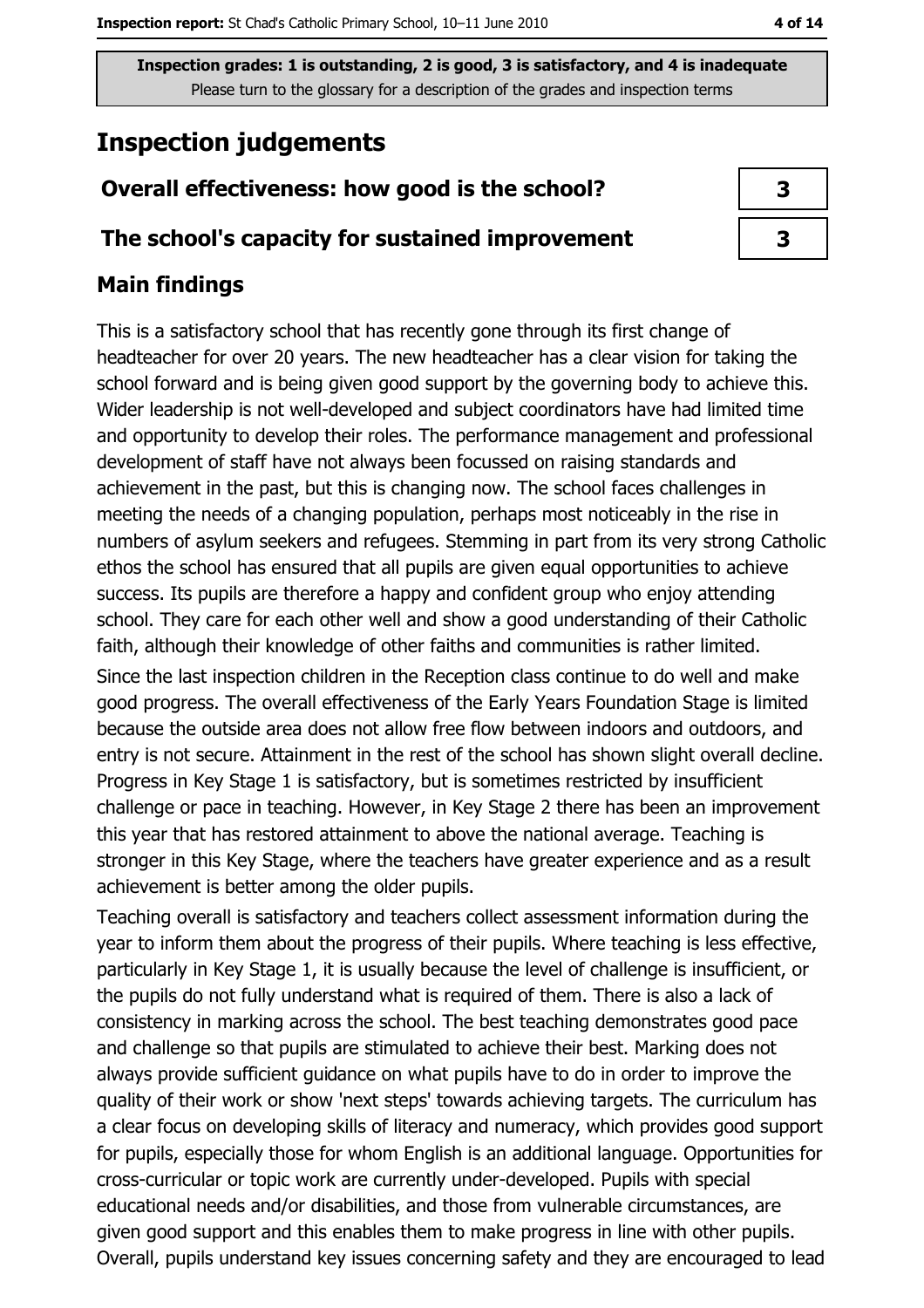Inspection grades: 1 is outstanding, 2 is good, 3 is satisfactory, and 4 is inadequate
Please turn to the glossary for a description of the grades and inspection terms

# Inspection judgements

| Overall effectiveness: how good is the school? | 3 |
|---|---|
| The school's capacity for sustained improvement | 3 |

## Main findings

This is a satisfactory school that has recently gone through its first change of headteacher for over 20 years. The new headteacher has a clear vision for taking the school forward and is being given good support by the governing body to achieve this. Wider leadership is not well-developed and subject coordinators have had limited time and opportunity to develop their roles. The performance management and professional development of staff have not always been focussed on raising standards and achievement in the past, but this is changing now. The school faces challenges in meeting the needs of a changing population, perhaps most noticeably in the rise in numbers of asylum seekers and refugees. Stemming in part from its very strong Catholic ethos the school has ensured that all pupils are given equal opportunities to achieve success. Its pupils are therefore a happy and confident group who enjoy attending school. They care for each other well and show a good understanding of their Catholic faith, although their knowledge of other faiths and communities is rather limited.

Since the last inspection children in the Reception class continue to do well and make good progress. The overall effectiveness of the Early Years Foundation Stage is limited because the outside area does not allow free flow between indoors and outdoors, and entry is not secure. Attainment in the rest of the school has shown slight overall decline. Progress in Key Stage 1 is satisfactory, but is sometimes restricted by insufficient challenge or pace in teaching. However, in Key Stage 2 there has been an improvement this year that has restored attainment to above the national average. Teaching is stronger in this Key Stage, where the teachers have greater experience and as a result achievement is better among the older pupils.

Teaching overall is satisfactory and teachers collect assessment information during the year to inform them about the progress of their pupils. Where teaching is less effective, particularly in Key Stage 1, it is usually because the level of challenge is insufficient, or the pupils do not fully understand what is required of them. There is also a lack of consistency in marking across the school. The best teaching demonstrates good pace and challenge so that pupils are stimulated to achieve their best. Marking does not always provide sufficient guidance on what pupils have to do in order to improve the quality of their work or show 'next steps' towards achieving targets. The curriculum has a clear focus on developing skills of literacy and numeracy, which provides good support for pupils, especially those for whom English is an additional language. Opportunities for cross-curricular or topic work are currently under-developed. Pupils with special educational needs and/or disabilities, and those from vulnerable circumstances, are given good support and this enables them to make progress in line with other pupils. Overall, pupils understand key issues concerning safety and they are encouraged to lead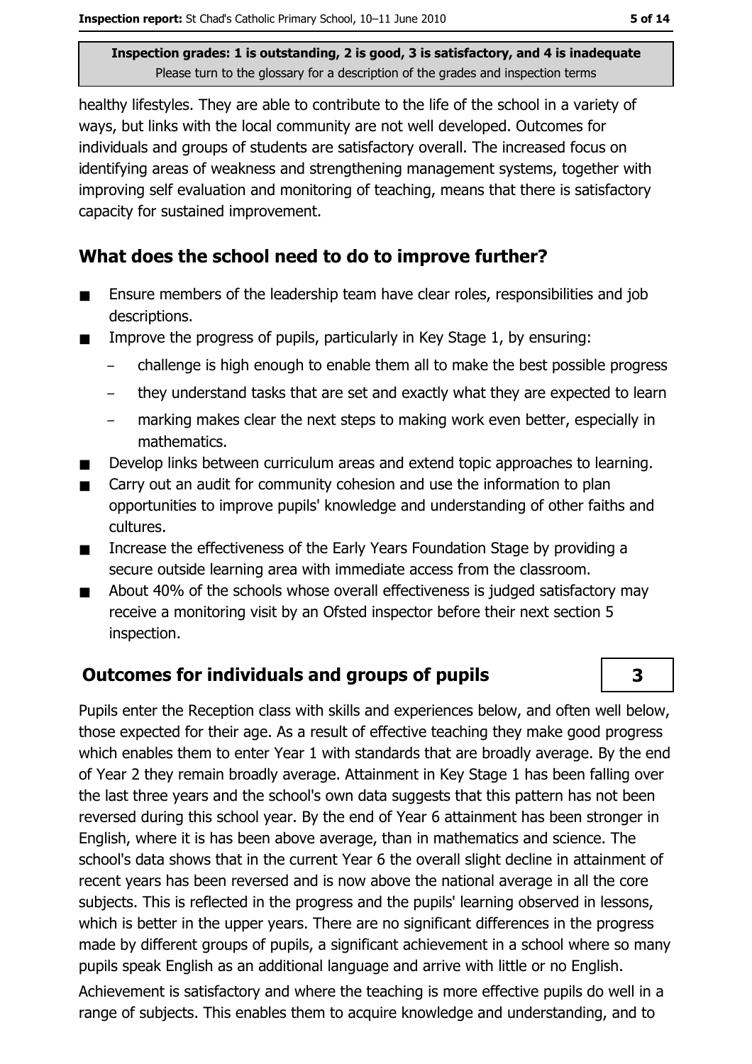healthy lifestyles. They are able to contribute to the life of the school in a variety of ways, but links with the local community are not well developed. Outcomes for individuals and groups of students are satisfactory overall. The increased focus on identifying areas of weakness and strengthening management systems, together with improving self evaluation and monitoring of teaching, means that there is satisfactory capacity for sustained improvement.

## What does the school need to do to improve further?

- Ensure members of the leadership team have clear roles, responsibilities and job descriptions.
- Improve the progress of pupils, particularly in Key Stage 1, by ensuring:
  - challenge is high enough to enable them all to make the best possible progress
  - they understand tasks that are set and exactly what they are expected to learn
  - marking makes clear the next steps to making work even better, especially in mathematics.
- Develop links between curriculum areas and extend topic approaches to learning.
- Carry out an audit for community cohesion and use the information to plan opportunities to improve pupils' knowledge and understanding of other faiths and cultures.
- Increase the effectiveness of the Early Years Foundation Stage by providing a secure outside learning area with immediate access from the classroom.
- About 40% of the schools whose overall effectiveness is judged satisfactory may receive a monitoring visit by an Ofsted inspector before their next section 5 inspection.

## Outcomes for individuals and groups of pupils

**3**

Pupils enter the Reception class with skills and experiences below, and often well below, those expected for their age. As a result of effective teaching they make good progress which enables them to enter Year 1 with standards that are broadly average. By the end of Year 2 they remain broadly average. Attainment in Key Stage 1 has been falling over the last three years and the school's own data suggests that this pattern has not been reversed during this school year. By the end of Year 6 attainment has been stronger in English, where it is has been above average, than in mathematics and science. The school's data shows that in the current Year 6 the overall slight decline in attainment of recent years has been reversed and is now above the national average in all the core subjects. This is reflected in the progress and the pupils' learning observed in lessons, which is better in the upper years. There are no significant differences in the progress made by different groups of pupils, a significant achievement in a school where so many pupils speak English as an additional language and arrive with little or no English.

Achievement is satisfactory and where the teaching is more effective pupils do well in a range of subjects. This enables them to acquire knowledge and understanding, and to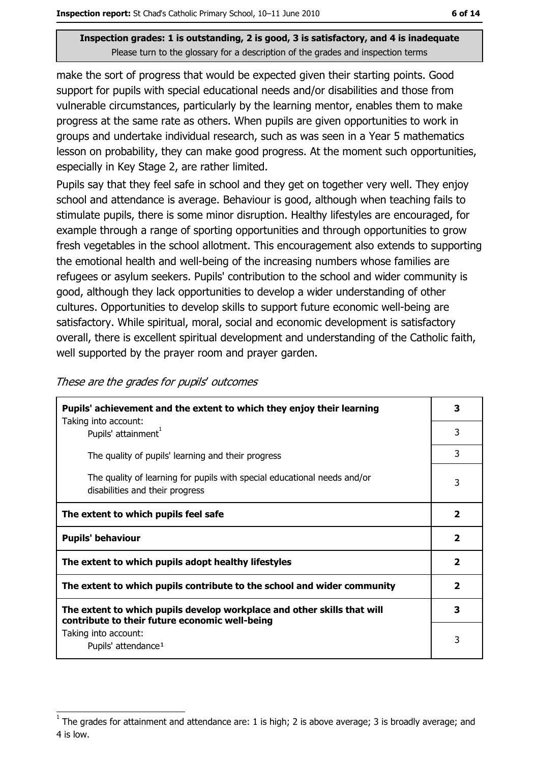make the sort of progress that would be expected given their starting points. Good support for pupils with special educational needs and/or disabilities and those from vulnerable circumstances, particularly by the learning mentor, enables them to make progress at the same rate as others. When pupils are given opportunities to work in groups and undertake individual research, such as was seen in a Year 5 mathematics lesson on probability, they can make good progress. At the moment such opportunities, especially in Key Stage 2, are rather limited.

Pupils say that they feel safe in school and they get on together very well. They enjoy school and attendance is average. Behaviour is good, although when teaching fails to stimulate pupils, there is some minor disruption. Healthy lifestyles are encouraged, for example through a range of sporting opportunities and through opportunities to grow fresh vegetables in the school allotment. This encouragement also extends to supporting the emotional health and well-being of the increasing numbers whose families are refugees or asylum seekers. Pupils' contribution to the school and wider community is good, although they lack opportunities to develop a wider understanding of other cultures. Opportunities to develop skills to support future economic well-being are satisfactory. While spiritual, moral, social and economic development is satisfactory overall, there is excellent spiritual development and understanding of the Catholic faith, well supported by the prayer room and prayer garden.

*These are the grades for pupils' outcomes*

| | |
|---|---|
| **Pupils' achievement and the extent to which they enjoy their learning** | **3** |
| Taking into account: Pupils' attainment[1] | 3 |
| The quality of pupils' learning and their progress | 3 |
| The quality of learning for pupils with special educational needs and/or disabilities and their progress | 3 |
| **The extent to which pupils feel safe** | **2** |
| **Pupils' behaviour** | **2** |
| **The extent to which pupils adopt healthy lifestyles** | **2** |
| **The extent to which pupils contribute to the school and wider community** | **2** |
| **The extent to which pupils develop workplace and other skills that will contribute to their future economic well-being** | **3** |
| Taking into account: Pupils' attendance[1] | 3 |

[1] The grades for attainment and attendance are: 1 is high; 2 is above average; 3 is broadly average; and 4 is low.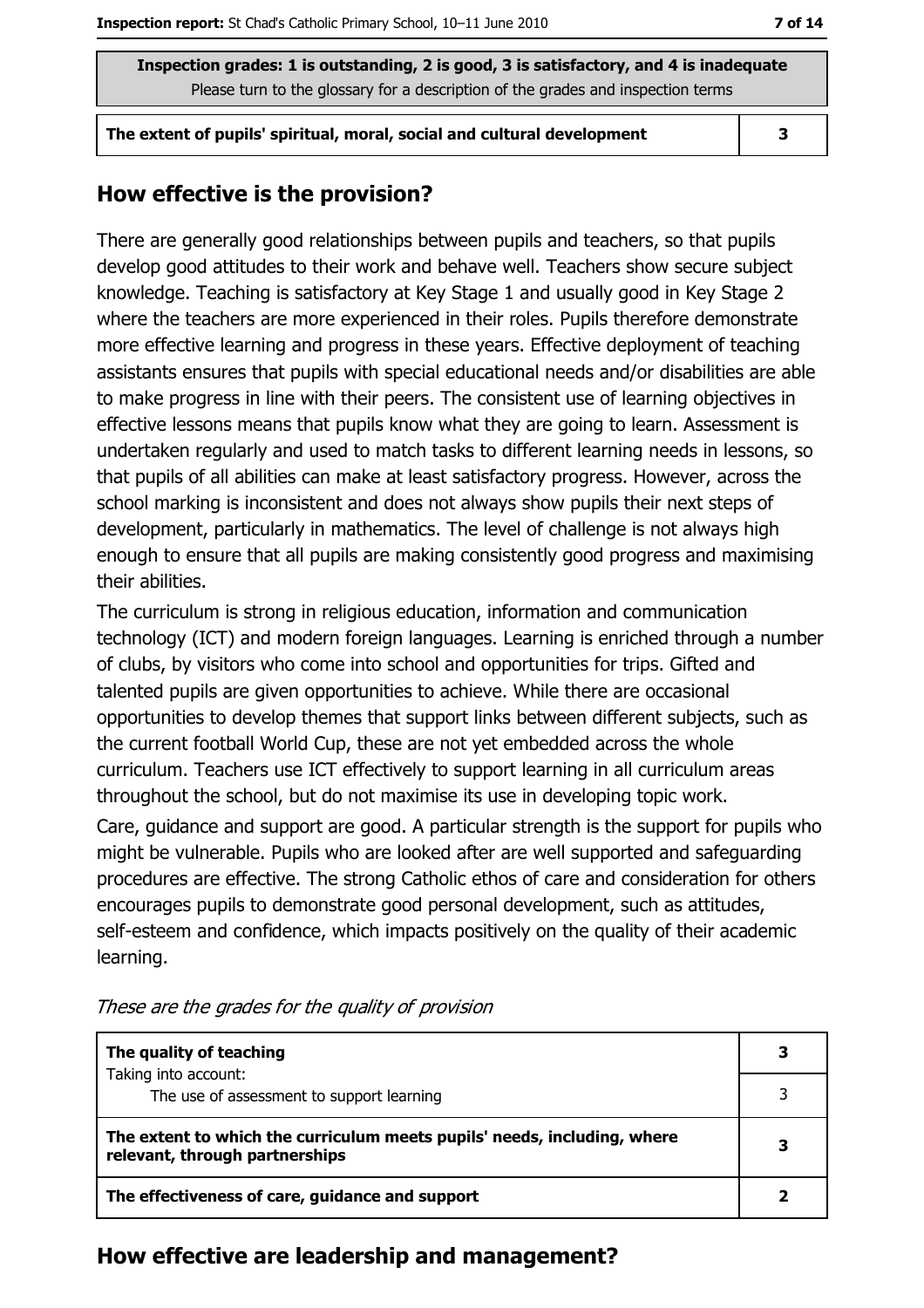| Inspection grades: 1 is outstanding, 2 is good, 3 is satisfactory, and 4 is inadequate<br>Please turn to the glossary for a description of the grades and inspection terms | |
|---|---|
| **The extent of pupils' spiritual, moral, social and cultural development** | **3** |

## How effective is the provision?

There are generally good relationships between pupils and teachers, so that pupils develop good attitudes to their work and behave well. Teachers show secure subject knowledge. Teaching is satisfactory at Key Stage 1 and usually good in Key Stage 2 where the teachers are more experienced in their roles. Pupils therefore demonstrate more effective learning and progress in these years. Effective deployment of teaching assistants ensures that pupils with special educational needs and/or disabilities are able to make progress in line with their peers. The consistent use of learning objectives in effective lessons means that pupils know what they are going to learn. Assessment is undertaken regularly and used to match tasks to different learning needs in lessons, so that pupils of all abilities can make at least satisfactory progress. However, across the school marking is inconsistent and does not always show pupils their next steps of development, particularly in mathematics. The level of challenge is not always high enough to ensure that all pupils are making consistently good progress and maximising their abilities.

The curriculum is strong in religious education, information and communication technology (ICT) and modern foreign languages. Learning is enriched through a number of clubs, by visitors who come into school and opportunities for trips. Gifted and talented pupils are given opportunities to achieve. While there are occasional opportunities to develop themes that support links between different subjects, such as the current football World Cup, these are not yet embedded across the whole curriculum. Teachers use ICT effectively to support learning in all curriculum areas throughout the school, but do not maximise its use in developing topic work.

Care, guidance and support are good. A particular strength is the support for pupils who might be vulnerable. Pupils who are looked after are well supported and safeguarding procedures are effective. The strong Catholic ethos of care and consideration for others encourages pupils to demonstrate good personal development, such as attitudes, self-esteem and confidence, which impacts positively on the quality of their academic learning.

*These are the grades for the quality of provision*

| | |
|---|---|
| **The quality of teaching**<br>Taking into account: | **3** |
| The use of assessment to support learning | 3 |
| **The extent to which the curriculum meets pupils' needs, including, where relevant, through partnerships** | **3** |
| **The effectiveness of care, guidance and support** | **2** |

## How effective are leadership and management?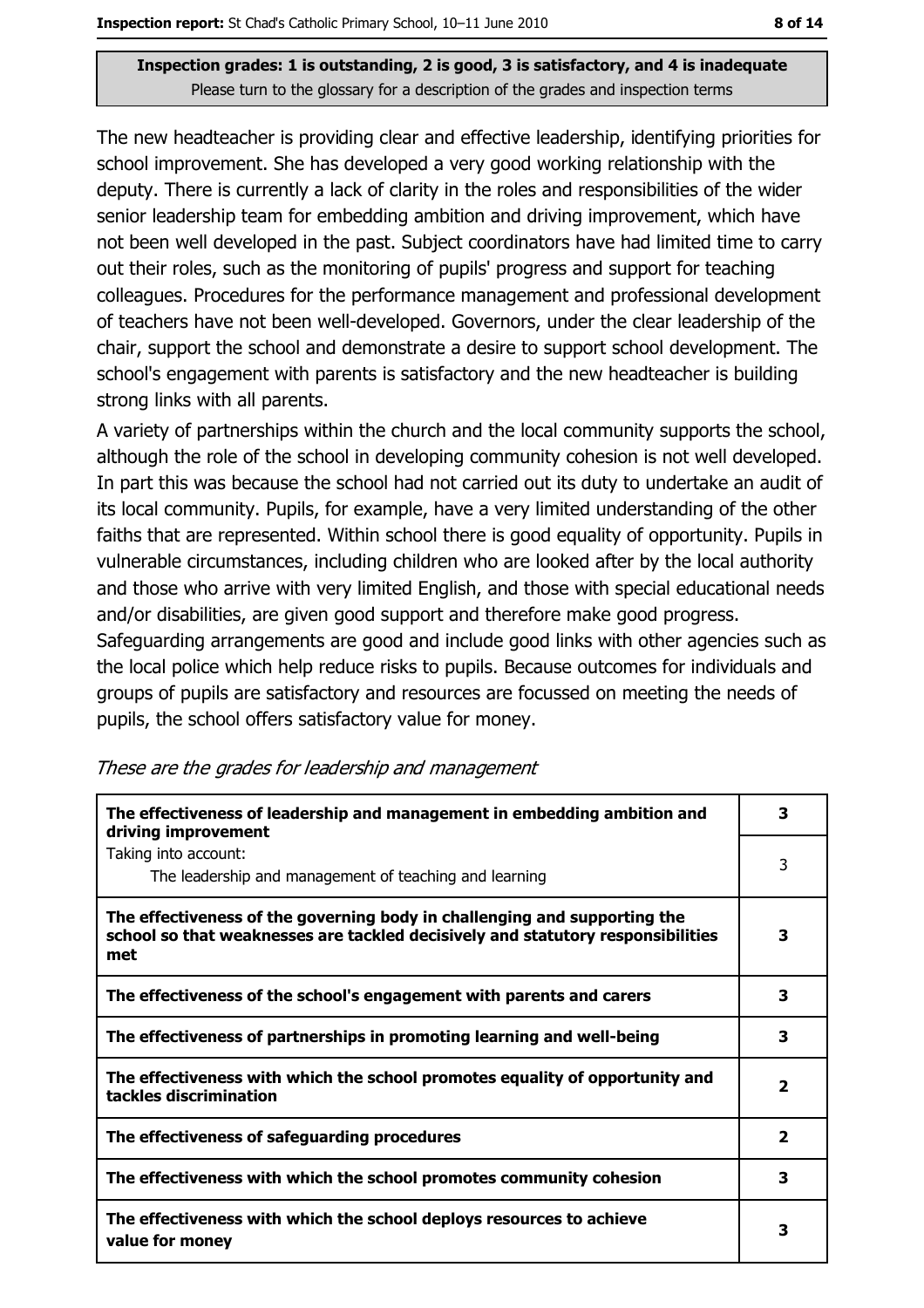**Inspection grades: 1 is outstanding, 2 is good, 3 is satisfactory, and 4 is inadequate**
Please turn to the glossary for a description of the grades and inspection terms

The new headteacher is providing clear and effective leadership, identifying priorities for school improvement. She has developed a very good working relationship with the deputy. There is currently a lack of clarity in the roles and responsibilities of the wider senior leadership team for embedding ambition and driving improvement, which have not been well developed in the past. Subject coordinators have had limited time to carry out their roles, such as the monitoring of pupils' progress and support for teaching colleagues. Procedures for the performance management and professional development of teachers have not been well-developed. Governors, under the clear leadership of the chair, support the school and demonstrate a desire to support school development. The school's engagement with parents is satisfactory and the new headteacher is building strong links with all parents.

A variety of partnerships within the church and the local community supports the school, although the role of the school in developing community cohesion is not well developed. In part this was because the school had not carried out its duty to undertake an audit of its local community. Pupils, for example, have a very limited understanding of the other faiths that are represented. Within school there is good equality of opportunity. Pupils in vulnerable circumstances, including children who are looked after by the local authority and those who arrive with very limited English, and those with special educational needs and/or disabilities, are given good support and therefore make good progress. Safeguarding arrangements are good and include good links with other agencies such as the local police which help reduce risks to pupils. Because outcomes for individuals and groups of pupils are satisfactory and resources are focussed on meeting the needs of pupils, the school offers satisfactory value for money.

*These are the grades for leadership and management*

| | |
|---|---|
| **The effectiveness of leadership and management in embedding ambition and driving improvement** | **3** |
| Taking into account:<br>The leadership and management of teaching and learning | 3 |
| **The effectiveness of the governing body in challenging and supporting the school so that weaknesses are tackled decisively and statutory responsibilities met** | **3** |
| **The effectiveness of the school's engagement with parents and carers** | **3** |
| **The effectiveness of partnerships in promoting learning and well-being** | **3** |
| **The effectiveness with which the school promotes equality of opportunity and tackles discrimination** | **2** |
| **The effectiveness of safeguarding procedures** | **2** |
| **The effectiveness with which the school promotes community cohesion** | **3** |
| **The effectiveness with which the school deploys resources to achieve value for money** | **3** |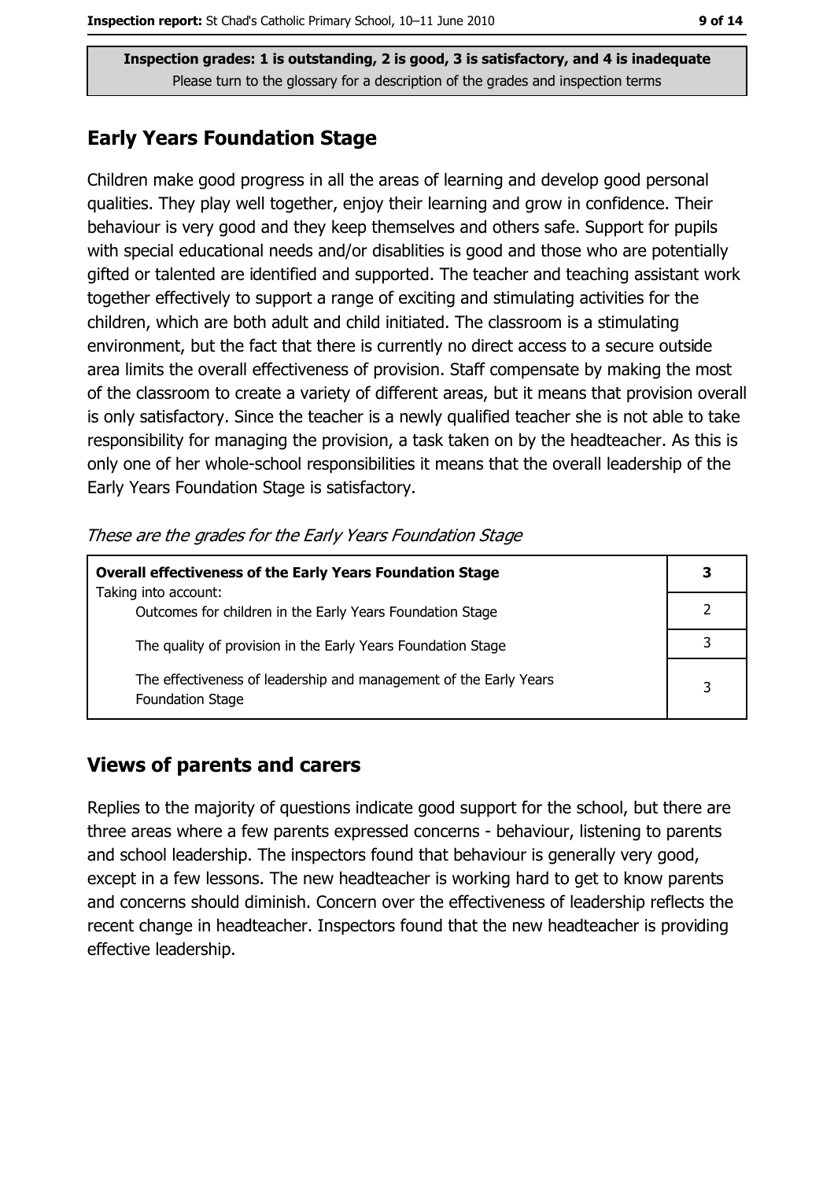**Inspection grades: 1 is outstanding, 2 is good, 3 is satisfactory, and 4 is inadequate**
Please turn to the glossary for a description of the grades and inspection terms

## Early Years Foundation Stage

Children make good progress in all the areas of learning and develop good personal qualities. They play well together, enjoy their learning and grow in confidence. Their behaviour is very good and they keep themselves and others safe. Support for pupils with special educational needs and/or disablities is good and those who are potentially gifted or talented are identified and supported. The teacher and teaching assistant work together effectively to support a range of exciting and stimulating activities for the children, which are both adult and child initiated. The classroom is a stimulating environment, but the fact that there is currently no direct access to a secure outside area limits the overall effectiveness of provision. Staff compensate by making the most of the classroom to create a variety of different areas, but it means that provision overall is only satisfactory. Since the teacher is a newly qualified teacher she is not able to take responsibility for managing the provision, a task taken on by the headteacher. As this is only one of her whole-school responsibilities it means that the overall leadership of the Early Years Foundation Stage is satisfactory.

*These are the grades for the Early Years Foundation Stage*

| **Overall effectiveness of the Early Years Foundation Stage**<br>Taking into account: | **3** |
|---|---|
| Outcomes for children in the Early Years Foundation Stage | 2 |
| The quality of provision in the Early Years Foundation Stage | 3 |
| The effectiveness of leadership and management of the Early Years Foundation Stage | 3 |

## Views of parents and carers

Replies to the majority of questions indicate good support for the school, but there are three areas where a few parents expressed concerns - behaviour, listening to parents and school leadership. The inspectors found that behaviour is generally very good, except in a few lessons. The new headteacher is working hard to get to know parents and concerns should diminish. Concern over the effectiveness of leadership reflects the recent change in headteacher. Inspectors found that the new headteacher is providing effective leadership.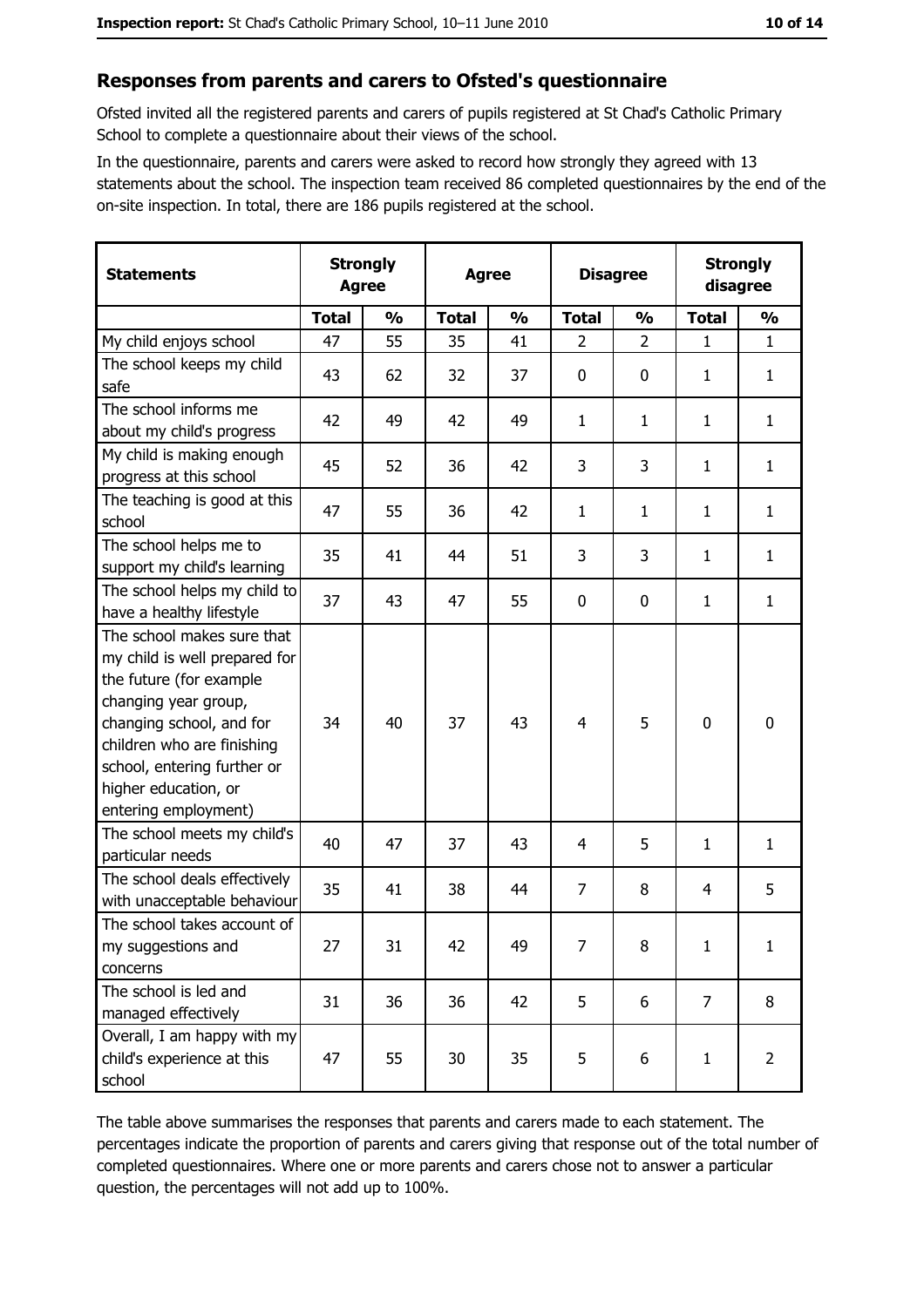## Responses from parents and carers to Ofsted's questionnaire

Ofsted invited all the registered parents and carers of pupils registered at St Chad's Catholic Primary School to complete a questionnaire about their views of the school.

In the questionnaire, parents and carers were asked to record how strongly they agreed with 13 statements about the school. The inspection team received 86 completed questionnaires by the end of the on-site inspection. In total, there are 186 pupils registered at the school.

| Statements | Strongly Agree | | Agree | | Disagree | | Strongly disagree | |
|---|---|---|---|---|---|---|---|---|
| | Total | % | Total | % | Total | % | Total | % |
| My child enjoys school | 47 | 55 | 35 | 41 | 2 | 2 | 1 | 1 |
| The school keeps my child safe | 43 | 62 | 32 | 37 | 0 | 0 | 1 | 1 |
| The school informs me about my child's progress | 42 | 49 | 42 | 49 | 1 | 1 | 1 | 1 |
| My child is making enough progress at this school | 45 | 52 | 36 | 42 | 3 | 3 | 1 | 1 |
| The teaching is good at this school | 47 | 55 | 36 | 42 | 1 | 1 | 1 | 1 |
| The school helps me to support my child's learning | 35 | 41 | 44 | 51 | 3 | 3 | 1 | 1 |
| The school helps my child to have a healthy lifestyle | 37 | 43 | 47 | 55 | 0 | 0 | 1 | 1 |
| The school makes sure that my child is well prepared for the future (for example changing year group, changing school, and for children who are finishing school, entering further or higher education, or entering employment) | 34 | 40 | 37 | 43 | 4 | 5 | 0 | 0 |
| The school meets my child's particular needs | 40 | 47 | 37 | 43 | 4 | 5 | 1 | 1 |
| The school deals effectively with unacceptable behaviour | 35 | 41 | 38 | 44 | 7 | 8 | 4 | 5 |
| The school takes account of my suggestions and concerns | 27 | 31 | 42 | 49 | 7 | 8 | 1 | 1 |
| The school is led and managed effectively | 31 | 36 | 36 | 42 | 5 | 6 | 7 | 8 |
| Overall, I am happy with my child's experience at this school | 47 | 55 | 30 | 35 | 5 | 6 | 1 | 2 |

The table above summarises the responses that parents and carers made to each statement. The percentages indicate the proportion of parents and carers giving that response out of the total number of completed questionnaires. Where one or more parents and carers chose not to answer a particular question, the percentages will not add up to 100%.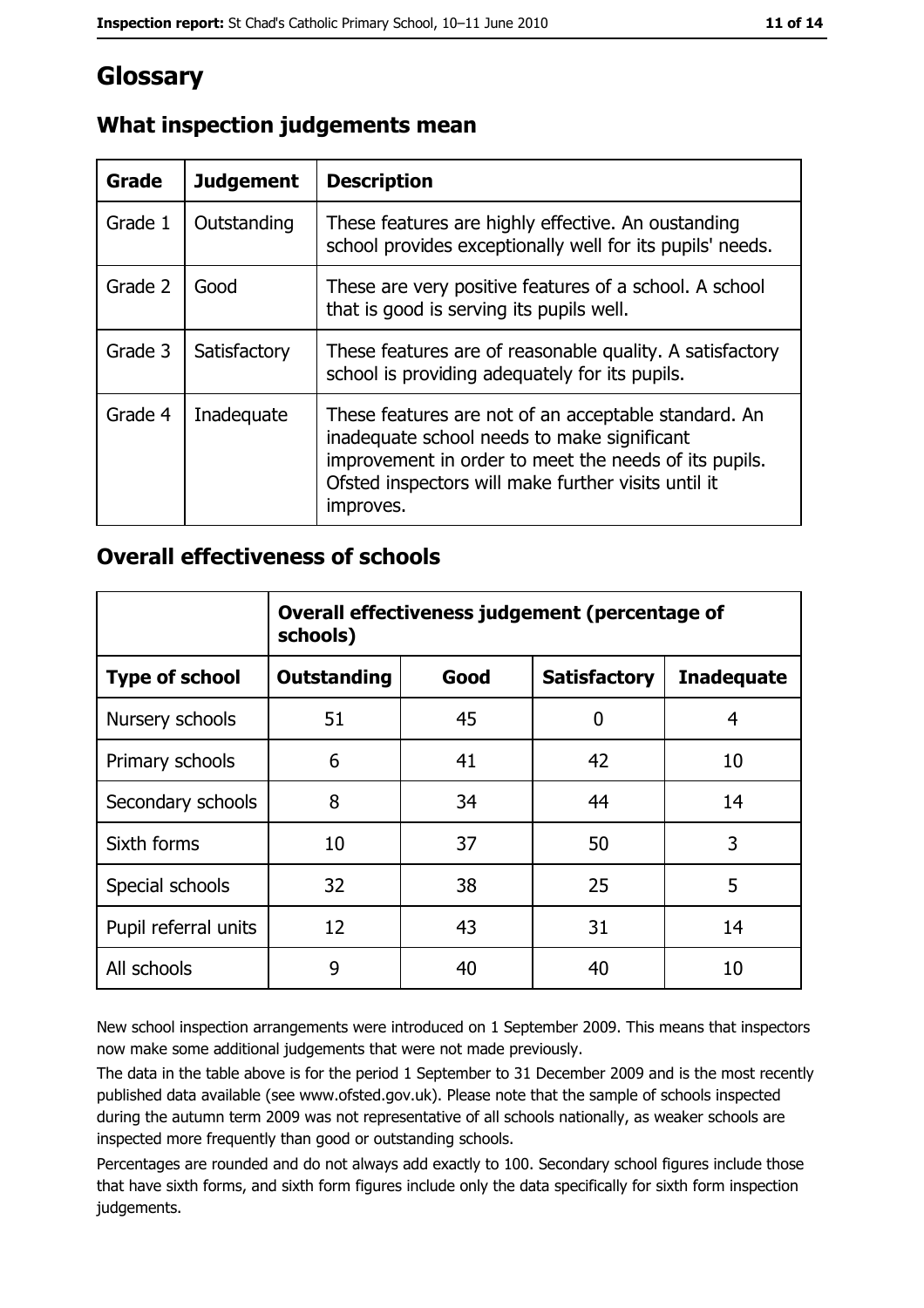# Glossary

## What inspection judgements mean

| Grade | Judgement | Description |
|---|---|---|
| Grade 1 | Outstanding | These features are highly effective. An oustanding school provides exceptionally well for its pupils' needs. |
| Grade 2 | Good | These are very positive features of a school. A school that is good is serving its pupils well. |
| Grade 3 | Satisfactory | These features are of reasonable quality. A satisfactory school is providing adequately for its pupils. |
| Grade 4 | Inadequate | These features are not of an acceptable standard. An inadequate school needs to make significant improvement in order to meet the needs of its pupils. Ofsted inspectors will make further visits until it improves. |

## Overall effectiveness of schools

| | Overall effectiveness judgement (percentage of schools) | | | |
|---|---|---|---|---|
| **Type of school** | **Outstanding** | **Good** | **Satisfactory** | **Inadequate** |
| Nursery schools | 51 | 45 | 0 | 4 |
| Primary schools | 6 | 41 | 42 | 10 |
| Secondary schools | 8 | 34 | 44 | 14 |
| Sixth forms | 10 | 37 | 50 | 3 |
| Special schools | 32 | 38 | 25 | 5 |
| Pupil referral units | 12 | 43 | 31 | 14 |
| All schools | 9 | 40 | 40 | 10 |

New school inspection arrangements were introduced on 1 September 2009. This means that inspectors now make some additional judgements that were not made previously.

The data in the table above is for the period 1 September to 31 December 2009 and is the most recently published data available (see www.ofsted.gov.uk). Please note that the sample of schools inspected during the autumn term 2009 was not representative of all schools nationally, as weaker schools are inspected more frequently than good or outstanding schools.

Percentages are rounded and do not always add exactly to 100. Secondary school figures include those that have sixth forms, and sixth form figures include only the data specifically for sixth form inspection judgements.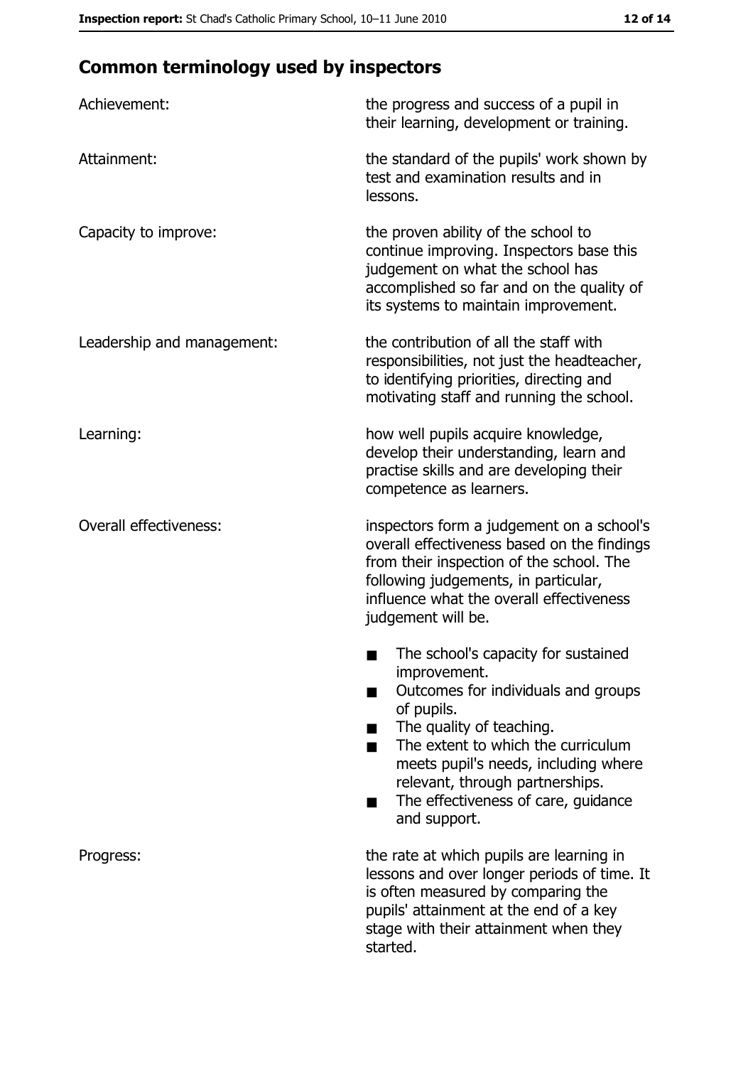## Common terminology used by inspectors

| | |
|---|---|
| Achievement: | the progress and success of a pupil in their learning, development or training. |
| Attainment: | the standard of the pupils' work shown by test and examination results and in lessons. |
| Capacity to improve: | the proven ability of the school to continue improving. Inspectors base this judgement on what the school has accomplished so far and on the quality of its systems to maintain improvement. |
| Leadership and management: | the contribution of all the staff with responsibilities, not just the headteacher, to identifying priorities, directing and motivating staff and running the school. |
| Learning: | how well pupils acquire knowledge, develop their understanding, learn and practise skills and are developing their competence as learners. |
| Overall effectiveness: | inspectors form a judgement on a school's overall effectiveness based on the findings from their inspection of the school. The following judgements, in particular, influence what the overall effectiveness judgement will be.<br>■ The school's capacity for sustained improvement.<br>■ Outcomes for individuals and groups of pupils.<br>■ The quality of teaching.<br>■ The extent to which the curriculum meets pupil's needs, including where relevant, through partnerships.<br>■ The effectiveness of care, guidance and support. |
| Progress: | the rate at which pupils are learning in lessons and over longer periods of time. It is often measured by comparing the pupils' attainment at the end of a key stage with their attainment when they started. |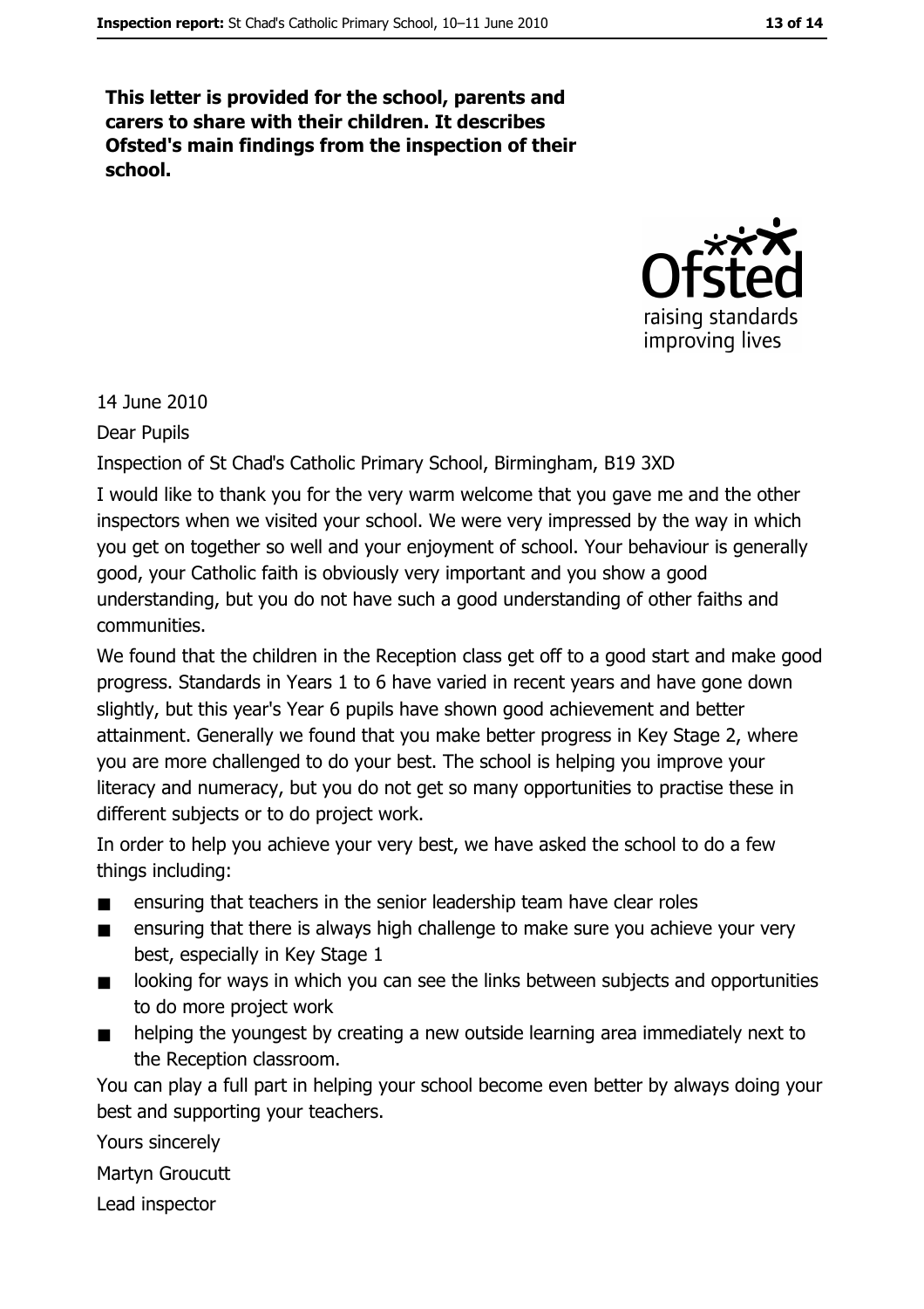**This letter is provided for the school, parents and carers to share with their children. It describes Ofsted's main findings from the inspection of their school.**

14 June 2010

Dear Pupils

Inspection of St Chad's Catholic Primary School, Birmingham, B19 3XD

I would like to thank you for the very warm welcome that you gave me and the other inspectors when we visited your school. We were very impressed by the way in which you get on together so well and your enjoyment of school. Your behaviour is generally good, your Catholic faith is obviously very important and you show a good understanding, but you do not have such a good understanding of other faiths and communities.

We found that the children in the Reception class get off to a good start and make good progress. Standards in Years 1 to 6 have varied in recent years and have gone down slightly, but this year's Year 6 pupils have shown good achievement and better attainment. Generally we found that you make better progress in Key Stage 2, where you are more challenged to do your best. The school is helping you improve your literacy and numeracy, but you do not get so many opportunities to practise these in different subjects or to do project work.

In order to help you achieve your very best, we have asked the school to do a few things including:

- ensuring that teachers in the senior leadership team have clear roles
- ensuring that there is always high challenge to make sure you achieve your very best, especially in Key Stage 1
- looking for ways in which you can see the links between subjects and opportunities to do more project work
- helping the youngest by creating a new outside learning area immediately next to the Reception classroom.

You can play a full part in helping your school become even better by always doing your best and supporting your teachers.

Yours sincerely

Martyn Groucutt

Lead inspector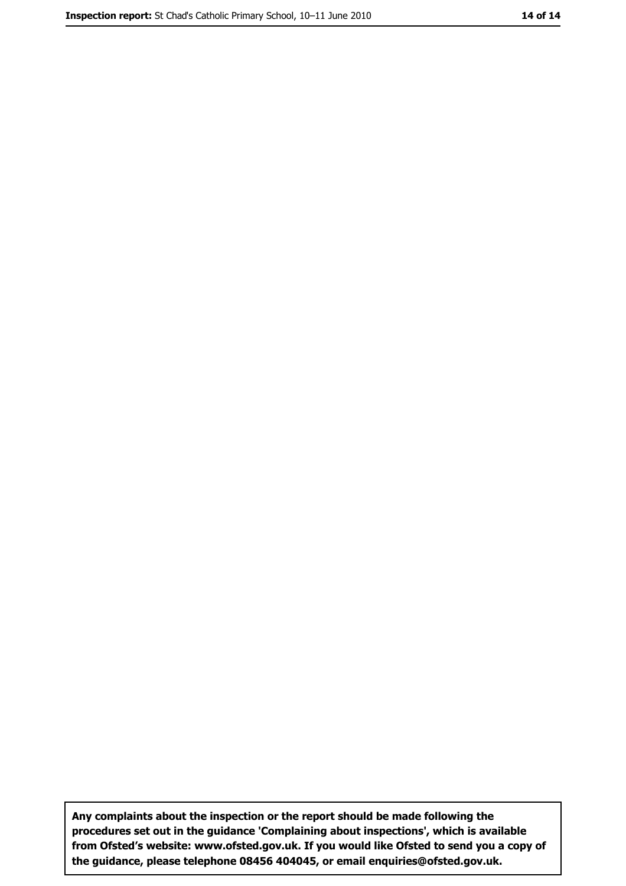**Any complaints about the inspection or the report should be made following the procedures set out in the guidance 'Complaining about inspections', which is available from Ofsted's website: www.ofsted.gov.uk. If you would like Ofsted to send you a copy of the guidance, please telephone 08456 404045, or email enquiries@ofsted.gov.uk.**